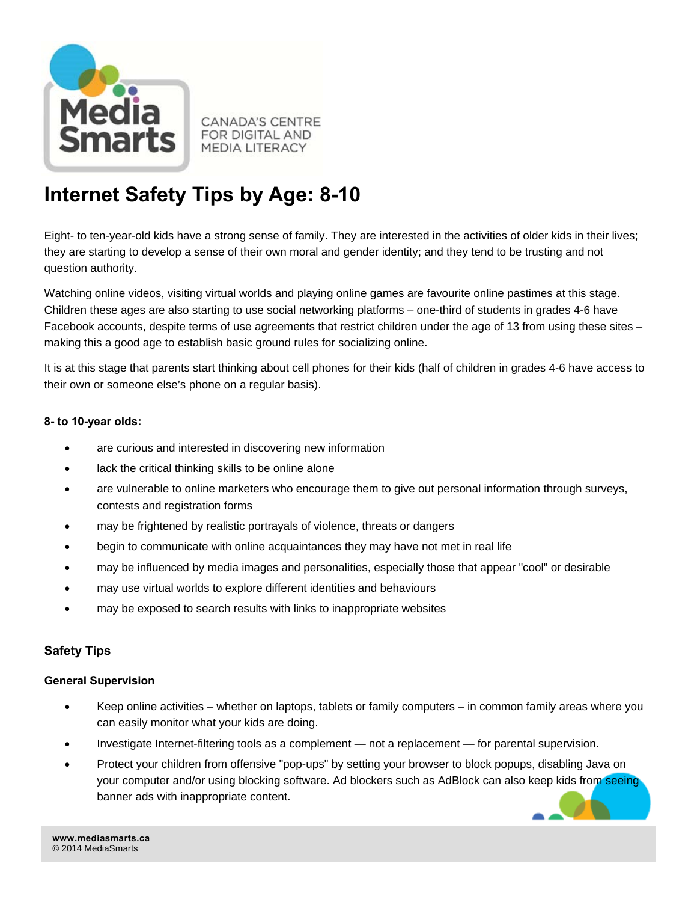MediaSmarts

CANADA'S CENTRE FOR DIGITAL AND MEDIA LITERACY

# Internet Safety Tips by Age: 8-10

Eight- to ten-year-old kids have a strong sense of family. They are interested in the activities of older kids in their lives; they are starting to develop a sense of their own moral and gender identity; and they tend to be trusting and not question authority.

Watching online videos, visiting virtual worlds and playing online games are favourite online pastimes at this stage. Children these ages are also starting to use social networking platforms – one-third of students in grades 4-6 have Facebook accounts, despite terms of use agreements that restrict children under the age of 13 from using these sites – making this a good age to establish basic ground rules for socializing online.

It is at this stage that parents start thinking about cell phones for their kids (half of children in grades 4-6 have access to their own or someone else's phone on a regular basis).

**8- to 10-year olds:**

- are curious and interested in discovering new information
- lack the critical thinking skills to be online alone
- are vulnerable to online marketers who encourage them to give out personal information through surveys, contests and registration forms
- may be frightened by realistic portrayals of violence, threats or dangers
- begin to communicate with online acquaintances they may have not met in real life
- may be influenced by media images and personalities, especially those that appear "cool" or desirable
- may use virtual worlds to explore different identities and behaviours
- may be exposed to search results with links to inappropriate websites

## Safety Tips

### General Supervision

- Keep online activities – whether on laptops, tablets or family computers – in common family areas where you can easily monitor what your kids are doing.
- Investigate Internet-filtering tools as a complement — not a replacement — for parental supervision.
- Protect your children from offensive "pop-ups" by setting your browser to block popups, disabling Java on your computer and/or using blocking software. Ad blockers such as AdBlock can also keep kids from seeing banner ads with inappropriate content.

www.mediasmarts.ca
© 2014 MediaSmarts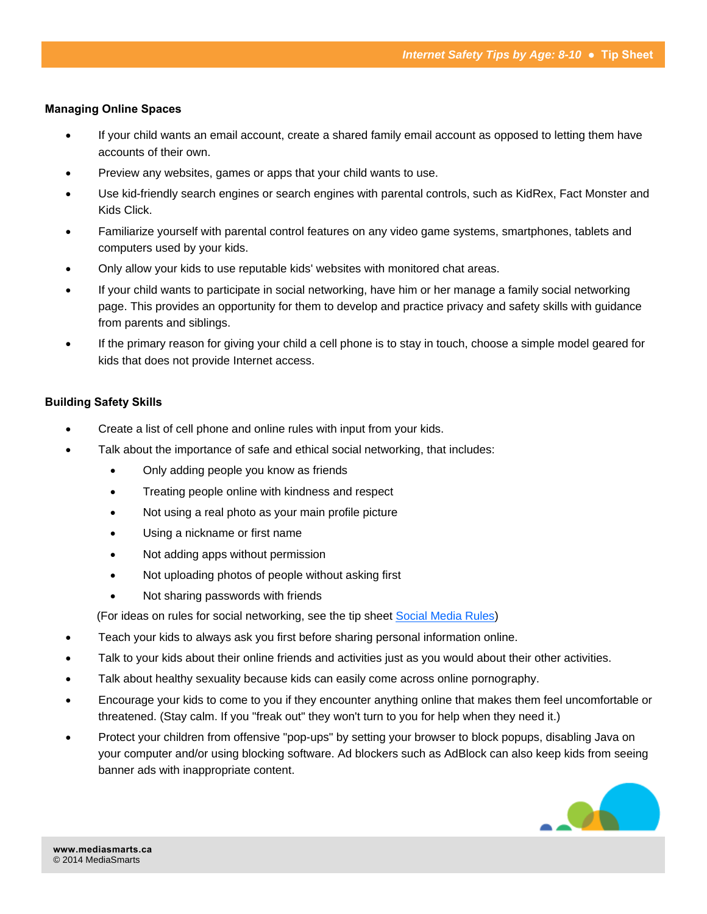## Managing Online Spaces

- If your child wants an email account, create a shared family email account as opposed to letting them have accounts of their own.
- Preview any websites, games or apps that your child wants to use.
- Use kid-friendly search engines or search engines with parental controls, such as KidRex, Fact Monster and Kids Click.
- Familiarize yourself with parental control features on any video game systems, smartphones, tablets and computers used by your kids.
- Only allow your kids to use reputable kids' websites with monitored chat areas.
- If your child wants to participate in social networking, have him or her manage a family social networking page. This provides an opportunity for them to develop and practice privacy and safety skills with guidance from parents and siblings.
- If the primary reason for giving your child a cell phone is to stay in touch, choose a simple model geared for kids that does not provide Internet access.

## Building Safety Skills

- Create a list of cell phone and online rules with input from your kids.
- Talk about the importance of safe and ethical social networking, that includes:
    - Only adding people you know as friends
    - Treating people online with kindness and respect
    - Not using a real photo as your main profile picture
    - Using a nickname or first name
    - Not adding apps without permission
    - Not uploading photos of people without asking first
    - Not sharing passwords with friends

  (For ideas on rules for social networking, see the tip sheet [Social Media Rules](#))
- Teach your kids to always ask you first before sharing personal information online.
- Talk to your kids about their online friends and activities just as you would about their other activities.
- Talk about healthy sexuality because kids can easily come across online pornography.
- Encourage your kids to come to you if they encounter anything online that makes them feel uncomfortable or threatened. (Stay calm. If you "freak out" they won't turn to you for help when they need it.)
- Protect your children from offensive "pop-ups" by setting your browser to block popups, disabling Java on your computer and/or using blocking software. Ad blockers such as AdBlock can also keep kids from seeing banner ads with inappropriate content.